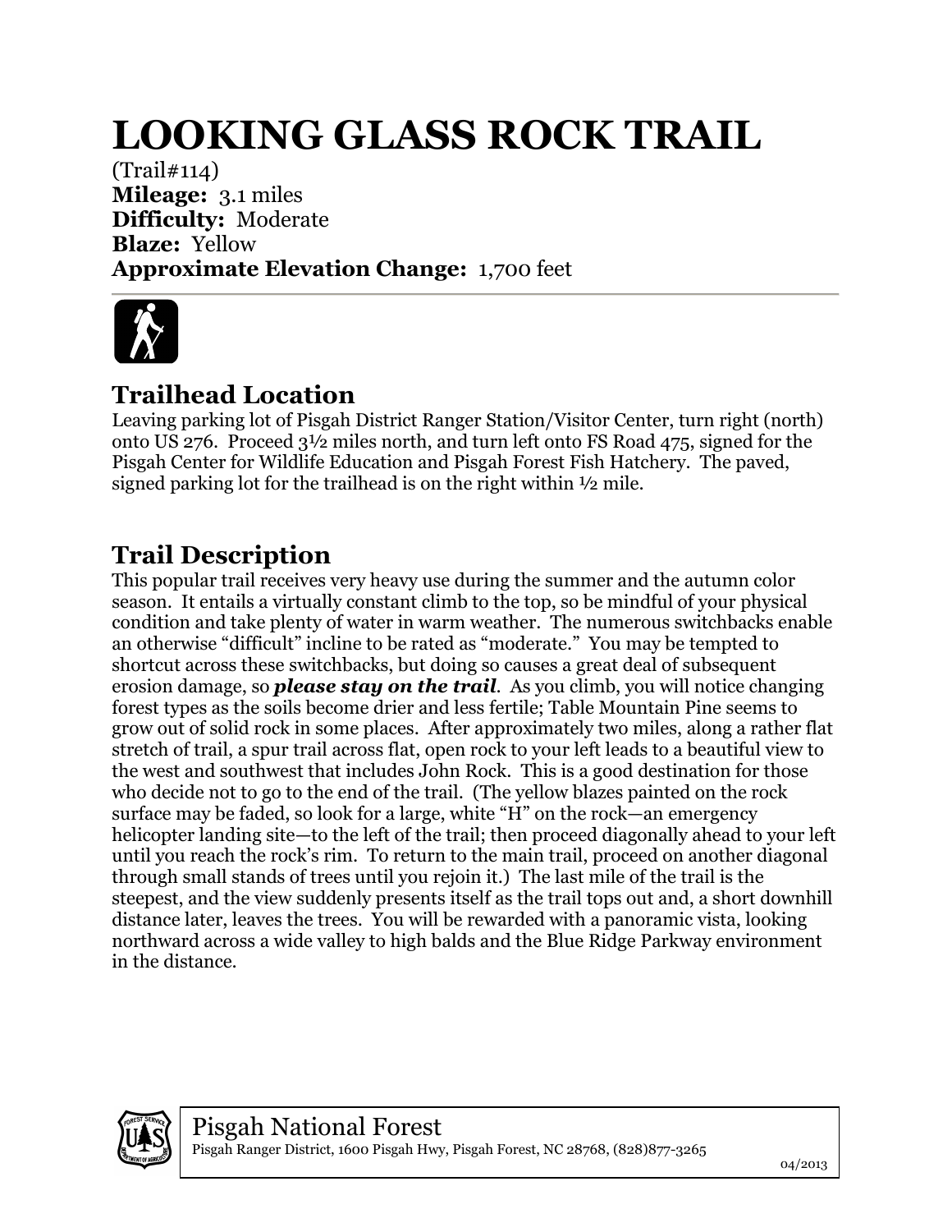# LOOKING GLASS ROCK TRAIL

(Trail#114)
**Mileage:** 3.1 miles
**Difficulty:** Moderate
**Blaze:** Yellow
**Approximate Elevation Change:** 1,700 feet

## Trailhead Location

Leaving parking lot of Pisgah District Ranger Station/Visitor Center, turn right (north) onto US 276. Proceed 3½ miles north, and turn left onto FS Road 475, signed for the Pisgah Center for Wildlife Education and Pisgah Forest Fish Hatchery. The paved, signed parking lot for the trailhead is on the right within ½ mile.

## Trail Description

This popular trail receives very heavy use during the summer and the autumn color season. It entails a virtually constant climb to the top, so be mindful of your physical condition and take plenty of water in warm weather. The numerous switchbacks enable an otherwise "difficult" incline to be rated as "moderate." You may be tempted to shortcut across these switchbacks, but doing so causes a great deal of subsequent erosion damage, so ***please stay on the trail***. As you climb, you will notice changing forest types as the soils become drier and less fertile; Table Mountain Pine seems to grow out of solid rock in some places. After approximately two miles, along a rather flat stretch of trail, a spur trail across flat, open rock to your left leads to a beautiful view to the west and southwest that includes John Rock. This is a good destination for those who decide not to go to the end of the trail. (The yellow blazes painted on the rock surface may be faded, so look for a large, white "H" on the rock—an emergency helicopter landing site—to the left of the trail; then proceed diagonally ahead to your left until you reach the rock's rim. To return to the main trail, proceed on another diagonal through small stands of trees until you rejoin it.) The last mile of the trail is the steepest, and the view suddenly presents itself as the trail tops out and, a short downhill distance later, leaves the trees. You will be rewarded with a panoramic vista, looking northward across a wide valley to high balds and the Blue Ridge Parkway environment in the distance.

Pisgah National Forest
Pisgah Ranger District, 1600 Pisgah Hwy, Pisgah Forest, NC 28768, (828)877-3265

04/2013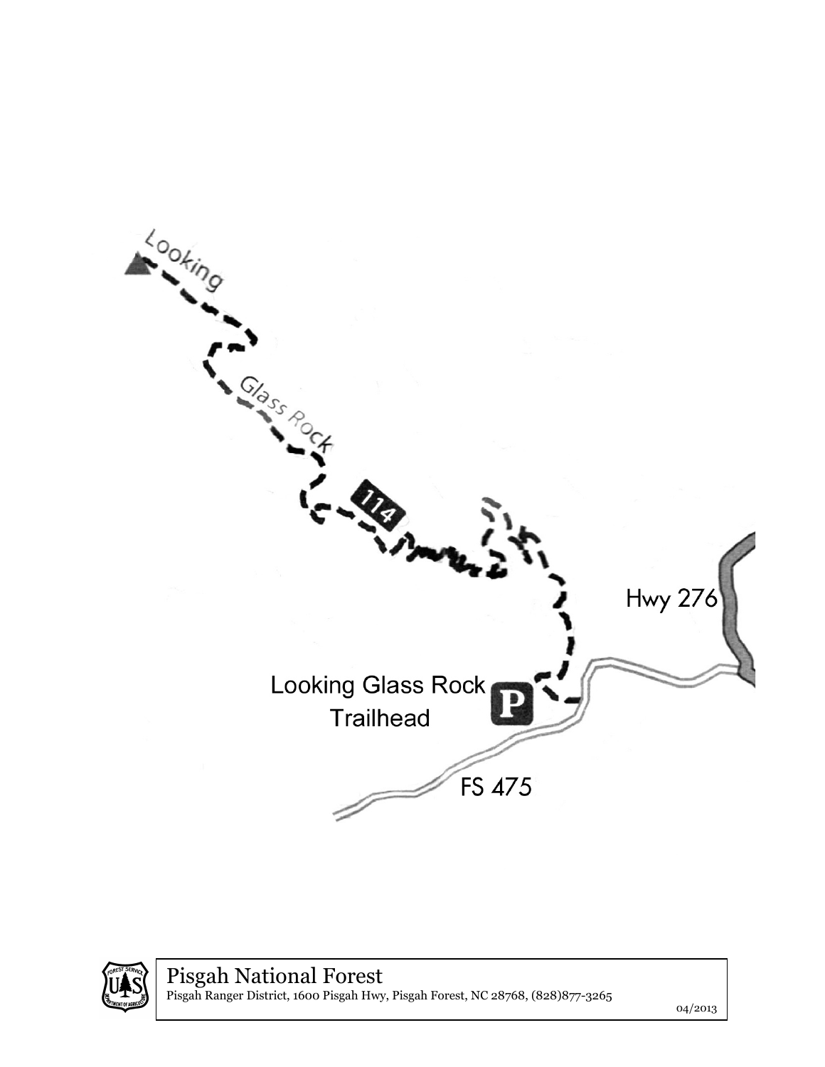Looking

Glass Rock

114

Hwy 276

Looking Glass Rock
Trailhead

FS 475

Pisgah National Forest

Pisgah Ranger District, 1600 Pisgah Hwy, Pisgah Forest, NC 28768, (828)877-3265

04/2013